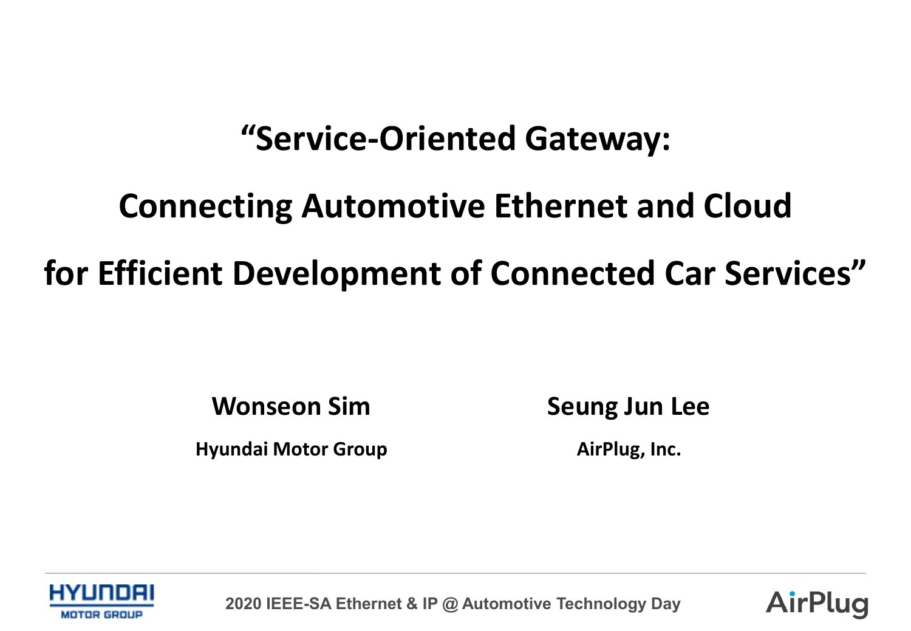# "Service-Oriented Gateway: Connecting Automotive Ethernet and Cloud for Efficient Development of Connected Car Services"

**Wonseon Sim**

**Hyundai Motor Group**

**Seung Jun Lee**

**AirPlug, Inc.**

2020 IEEE-SA Ethernet & IP @ Automotive Technology Day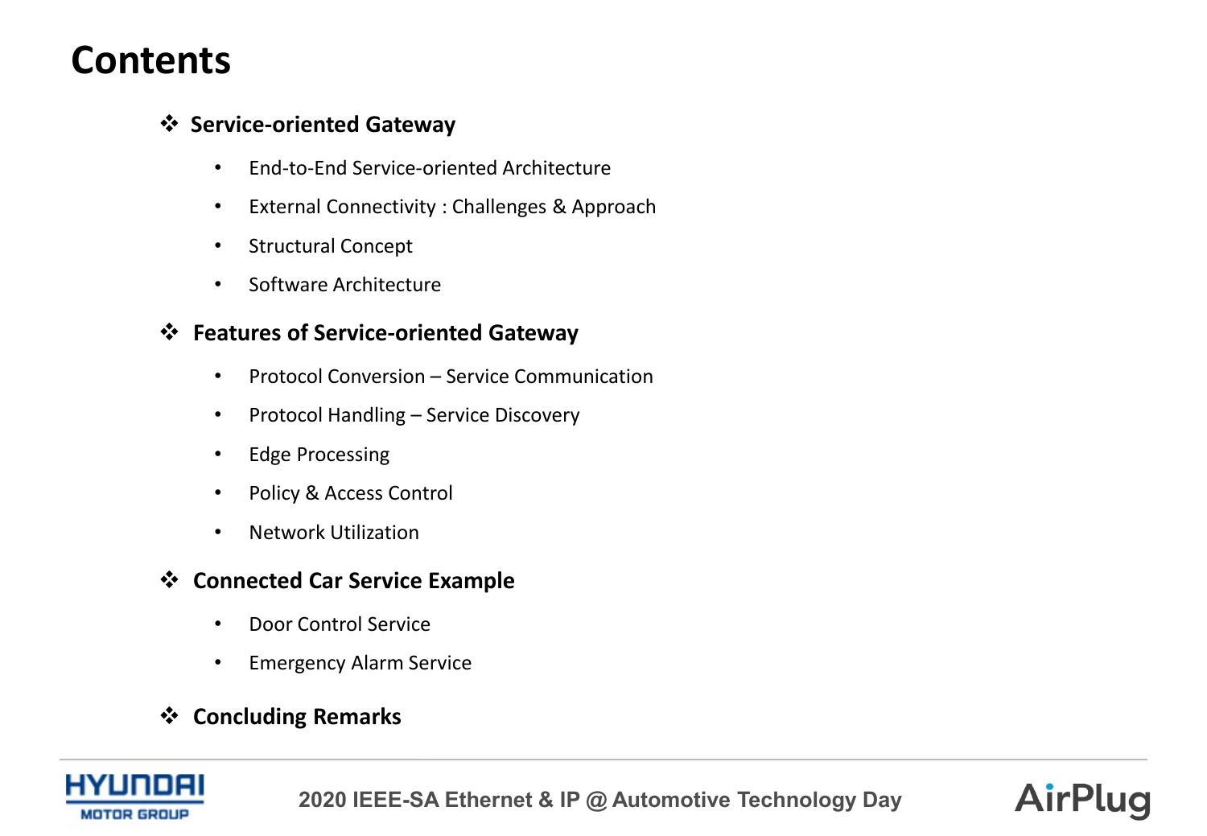# Contents

- **Service-oriented Gateway**
  - End-to-End Service-oriented Architecture
  - External Connectivity : Challenges & Approach
  - Structural Concept
  - Software Architecture
- **Features of Service-oriented Gateway**
  - Protocol Conversion – Service Communication
  - Protocol Handling – Service Discovery
  - Edge Processing
  - Policy & Access Control
  - Network Utilization
- **Connected Car Service Example**
  - Door Control Service
  - Emergency Alarm Service
- **Concluding Remarks**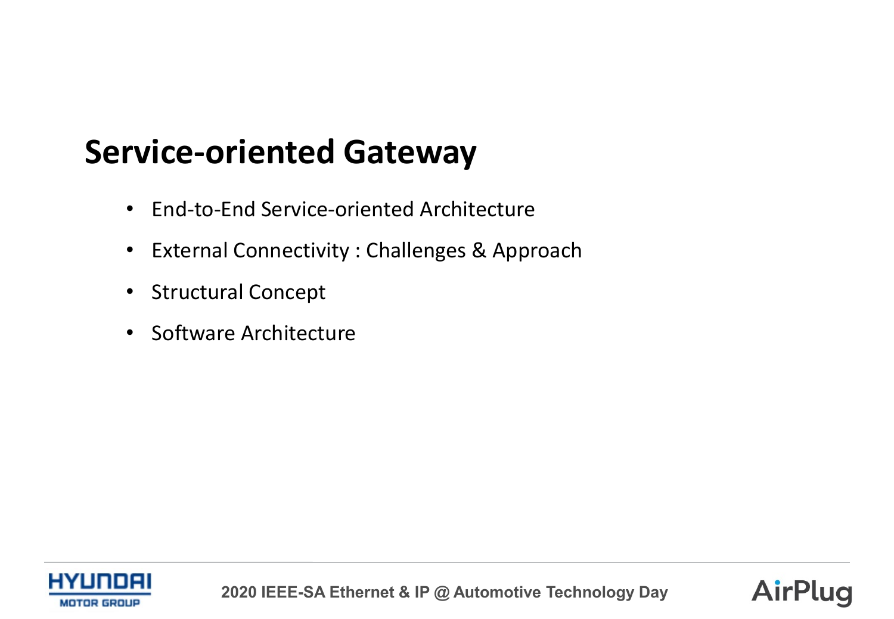# Service-oriented Gateway

- End-to-End Service-oriented Architecture
- External Connectivity : Challenges & Approach
- Structural Concept
- Software Architecture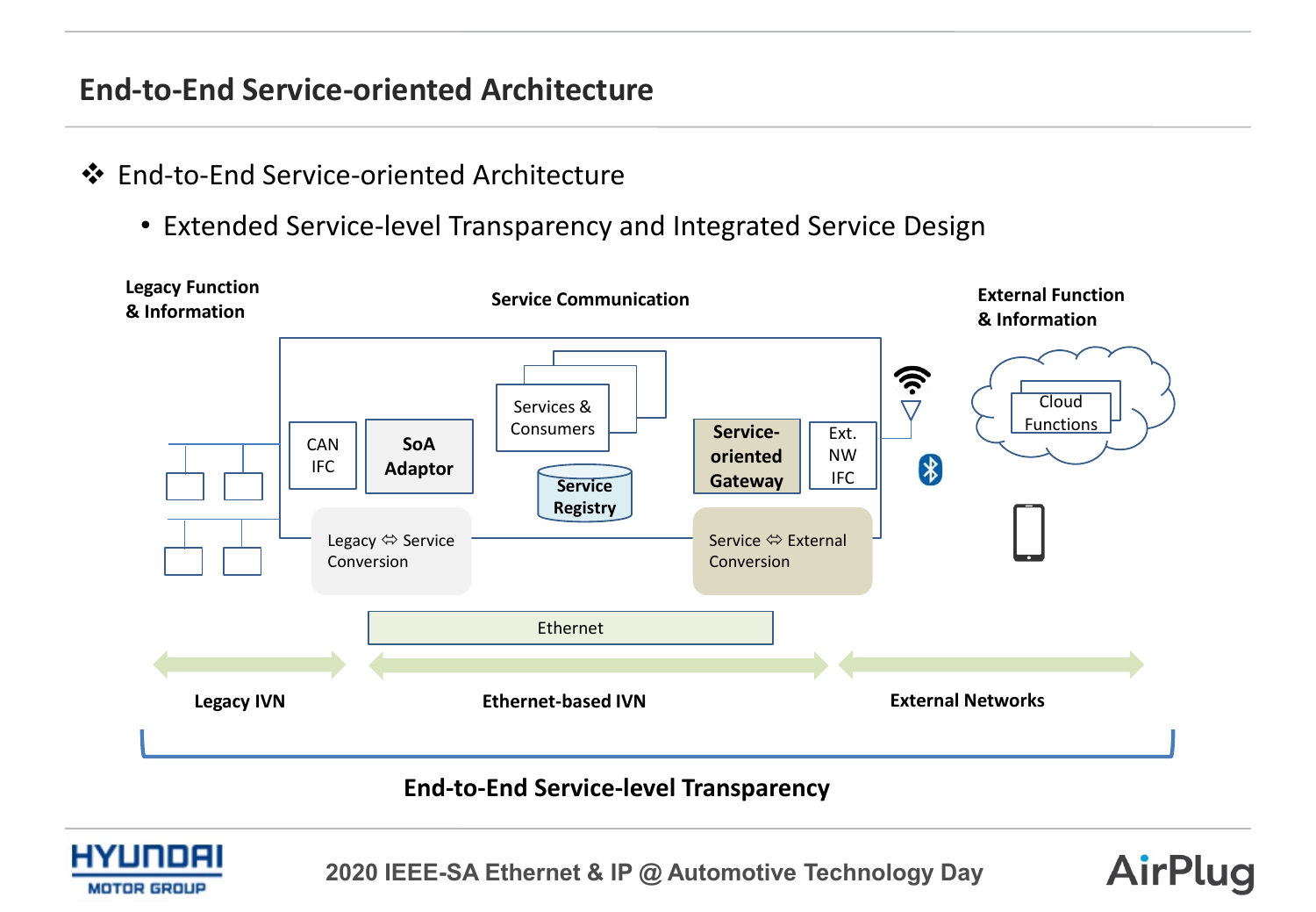# End-to-End Service-oriented Architecture

- End-to-End Service-oriented Architecture
  - Extended Service-level Transparency and Integrated Service Design

**Legacy Function & Information**

**Service Communication**

**External Function & Information**

CAN IFC

**SoA Adaptor**

Services & Consumers

**Service Registry**

**Service-oriented Gateway**

Ext. NW IFC

Cloud Functions

Legacy ⇔ Service Conversion

Service ⇔ External Conversion

Ethernet

**Legacy IVN**

**Ethernet-based IVN**

**External Networks**

**End-to-End Service-level Transparency**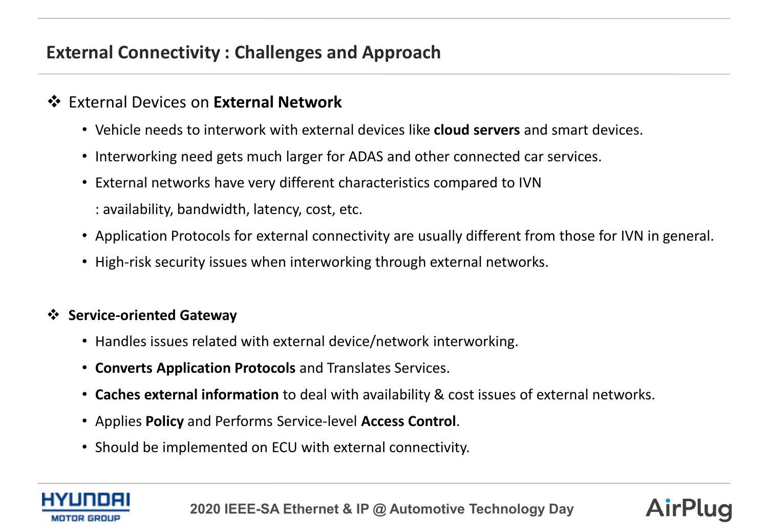## External Connectivity : Challenges and Approach

❖ External Devices on **External Network**

- Vehicle needs to interwork with external devices like **cloud servers** and smart devices.
- Interworking need gets much larger for ADAS and other connected car services.
- External networks have very different characteristics compared to IVN
  : availability, bandwidth, latency, cost, etc.
- Application Protocols for external connectivity are usually different from those for IVN in general.
- High-risk security issues when interworking through external networks.

❖ **Service-oriented Gateway**

- Handles issues related with external device/network interworking.
- **Converts Application Protocols** and Translates Services.
- **Caches external information** to deal with availability & cost issues of external networks.
- Applies **Policy** and Performs Service-level **Access Control**.
- Should be implemented on ECU with external connectivity.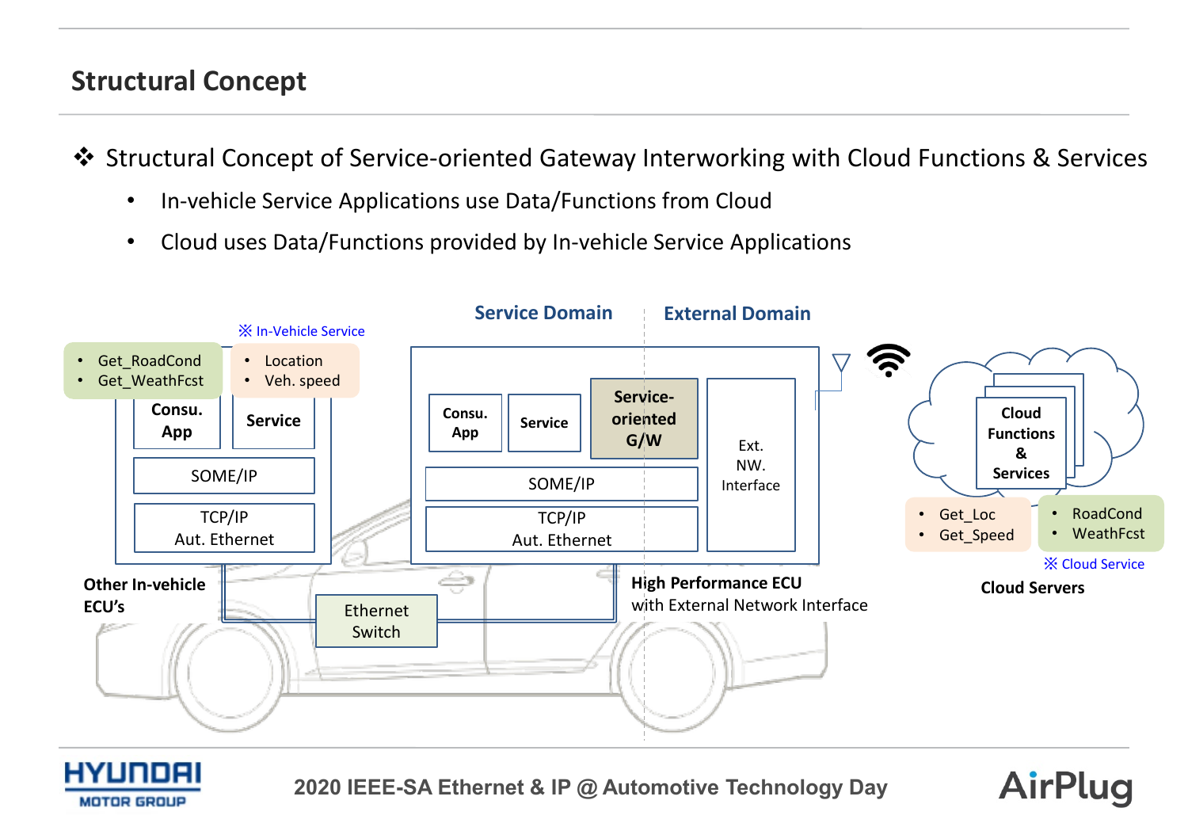## Structural Concept

❖ Structural Concept of Service-oriented Gateway Interworking with Cloud Functions & Services

- In-vehicle Service Applications use Data/Functions from Cloud
- Cloud uses Data/Functions provided by In-vehicle Service Applications

※ In-Vehicle Service

- Get_RoadCond
- Get_WeathFcst

- Location
- Veh. speed

Consu. App

Service

SOME/IP

TCP/IP
Aut. Ethernet

Other In-vehicle ECU's

Ethernet Switch

Service Domain

External Domain

Consu. App

Service

Service-oriented G/W

SOME/IP

TCP/IP
Aut. Ethernet

Ext. NW. Interface

High Performance ECU
with External Network Interface

Cloud Functions & Services

- Get_Loc
- Get_Speed

- RoadCond
- WeathFcst

※ Cloud Service

Cloud Servers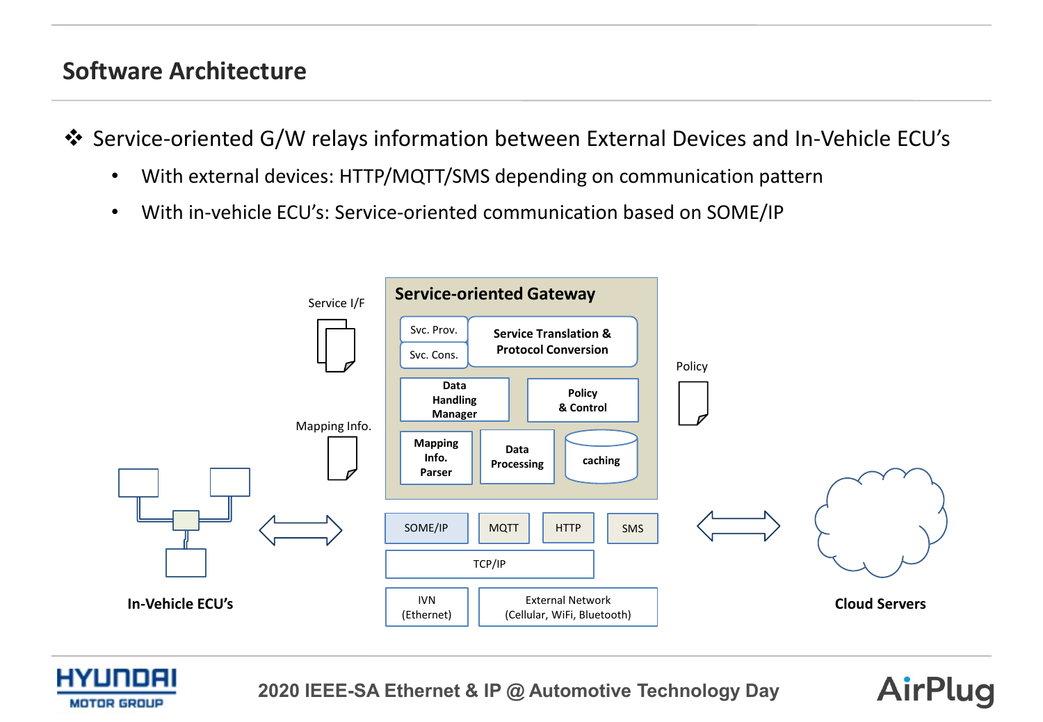## Software Architecture

- Service-oriented G/W relays information between External Devices and In-Vehicle ECU's
  - With external devices: HTTP/MQTT/SMS depending on communication pattern
  - With in-vehicle ECU's: Service-oriented communication based on SOME/IP

Service I/F

Mapping Info.

**Service-oriented Gateway**

Svc. Prov.

Svc. Cons.

**Service Translation & Protocol Conversion**

**Data Handling Manager**

**Policy & Control**

**Mapping Info. Parser**

**Data Processing**

**caching**

Policy

SOME/IP | MQTT | HTTP | SMS

TCP/IP

IVN (Ethernet) | External Network (Cellular, WiFi, Bluetooth)

**In-Vehicle ECU's**

**Cloud Servers**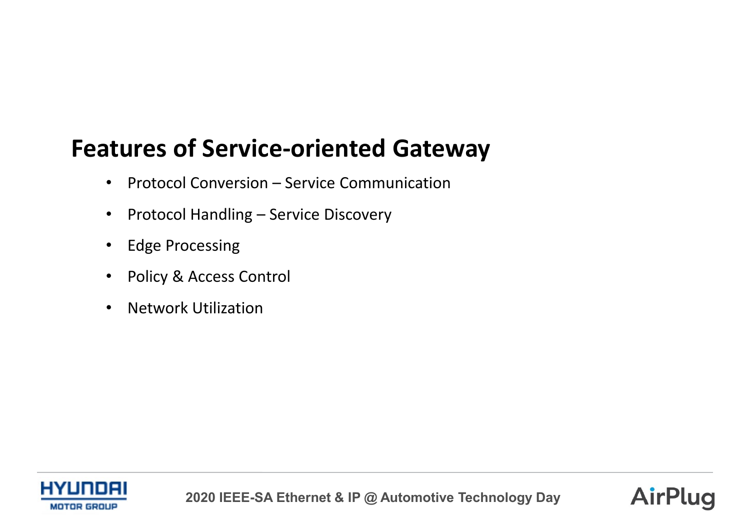## Features of Service-oriented Gateway

- Protocol Conversion – Service Communication
- Protocol Handling – Service Discovery
- Edge Processing
- Policy & Access Control
- Network Utilization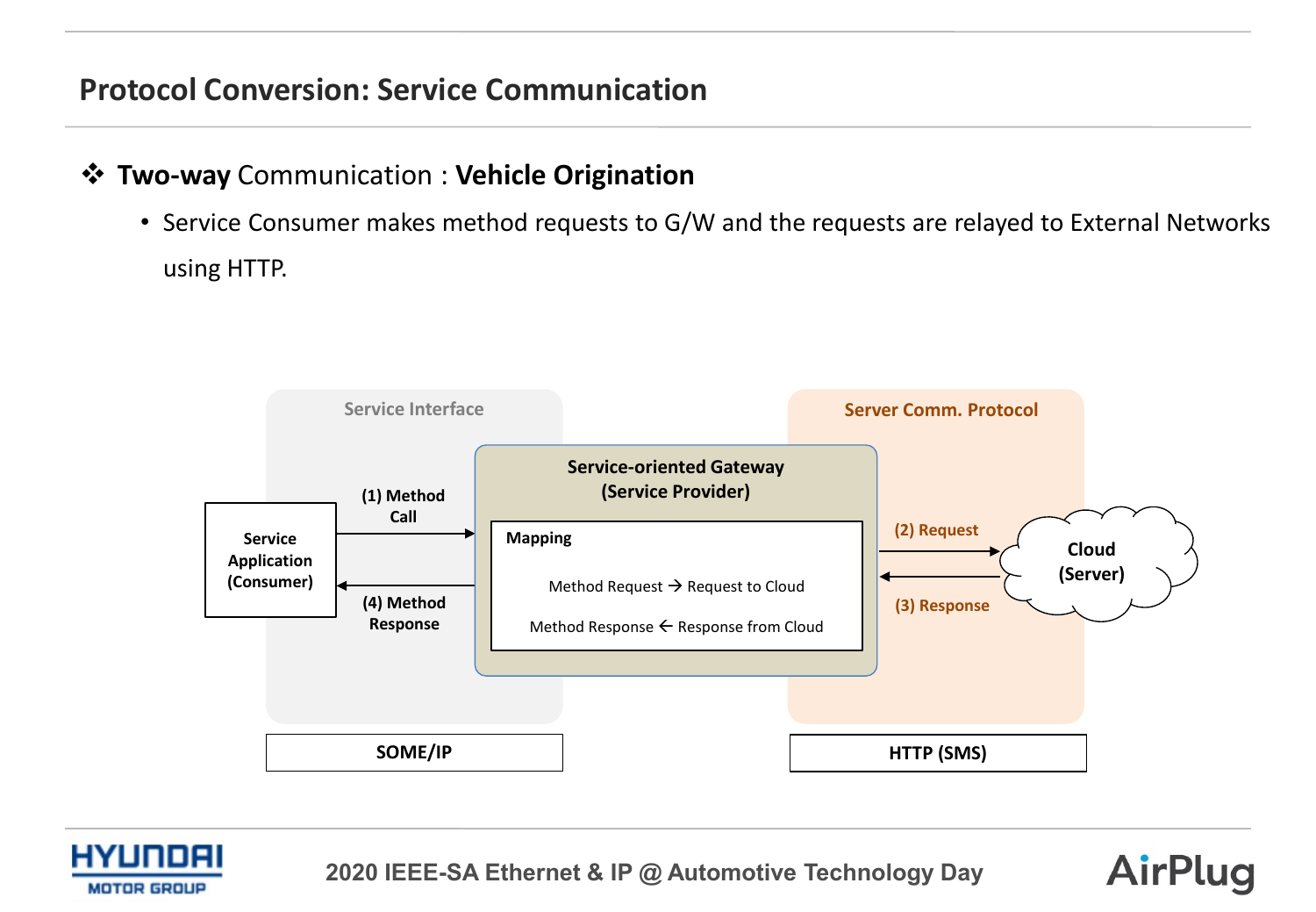## Protocol Conversion: Service Communication

❖ **Two-way** Communication : **Vehicle Origination**

- Service Consumer makes method requests to G/W and the requests are relayed to External Networks using HTTP.

Service Interface

Server Comm. Protocol

**Service-oriented Gateway (Service Provider)**

**Mapping**

Method Request → Request to Cloud

Method Response ← Response from Cloud

**Service Application (Consumer)**

**(1) Method Call**

**(4) Method Response**

**(2) Request**

**(3) Response**

**Cloud (Server)**

**SOME/IP**

**HTTP (SMS)**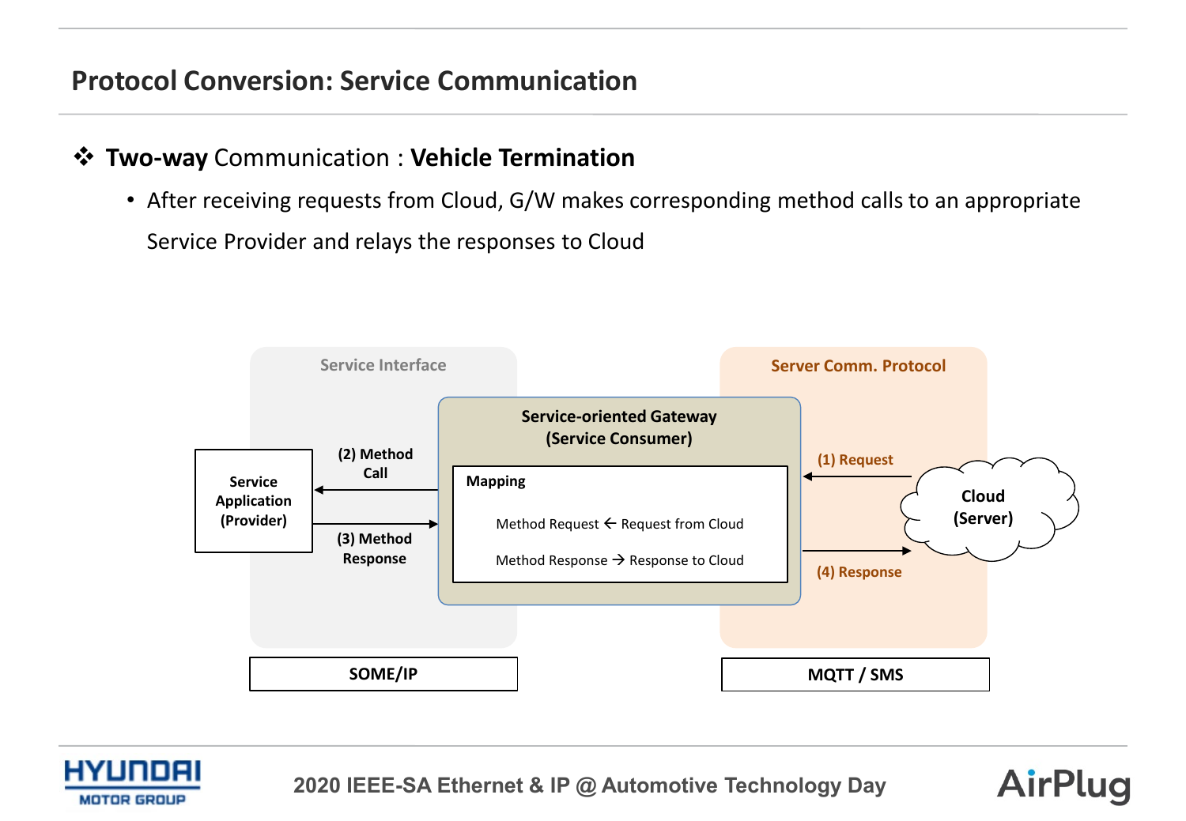## Protocol Conversion: Service Communication

❖ **Two-way** Communication : **Vehicle Termination**

- After receiving requests from Cloud, G/W makes corresponding method calls to an appropriate Service Provider and relays the responses to Cloud

Service Interface

Server Comm. Protocol

Service-oriented Gateway (Service Consumer)

Mapping

Method Request ← Request from Cloud

Method Response → Response to Cloud

Service Application (Provider)

(2) Method Call

(3) Method Response

(1) Request

(4) Response

Cloud (Server)

SOME/IP

MQTT / SMS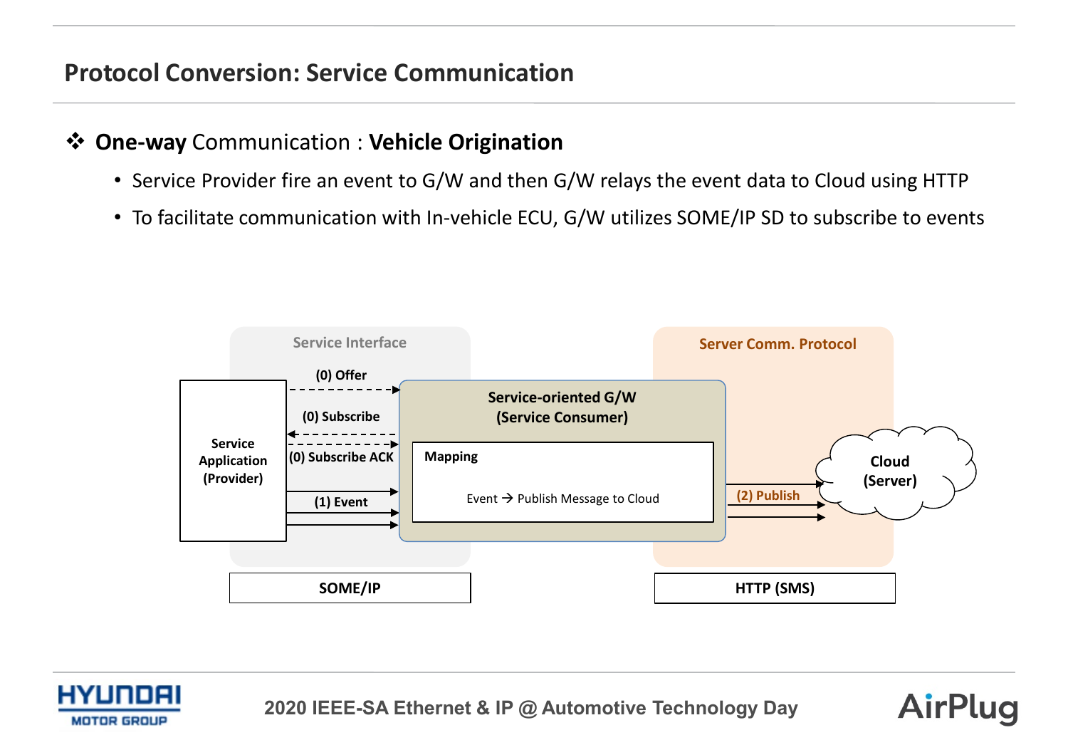# Protocol Conversion: Service Communication

❖ **One-way** Communication : **Vehicle Origination**

- Service Provider fire an event to G/W and then G/W relays the event data to Cloud using HTTP
- To facilitate communication with In-vehicle ECU, G/W utilizes SOME/IP SD to subscribe to events

Service Interface

Server Comm. Protocol

Service Application (Provider)

(0) Offer

(0) Subscribe

(0) Subscribe ACK

(1) Event

Service-oriented G/W (Service Consumer)

Mapping

Event → Publish Message to Cloud

(2) Publish

Cloud (Server)

SOME/IP

HTTP (SMS)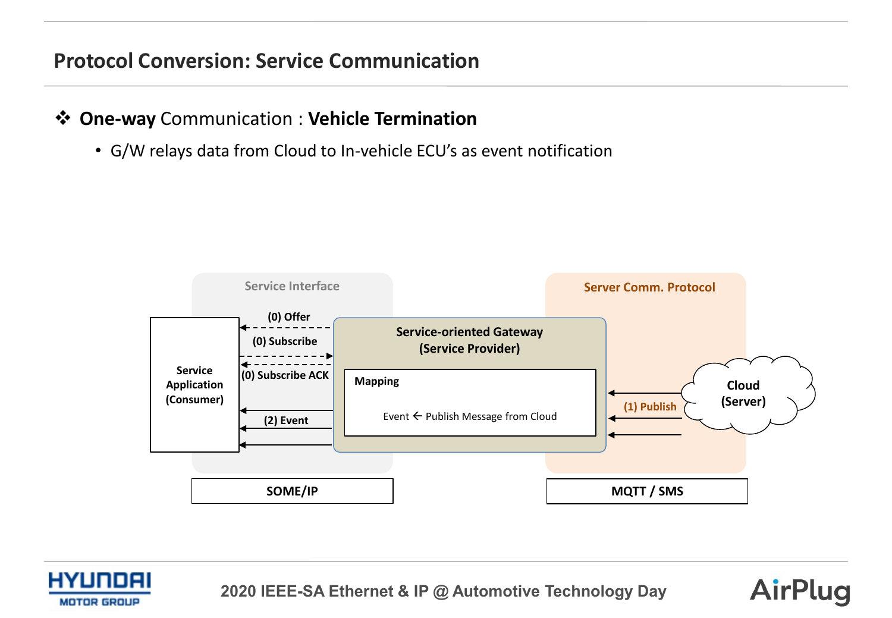## Protocol Conversion: Service Communication

❖ **One-way** Communication : **Vehicle Termination**

- G/W relays data from Cloud to In-vehicle ECU's as event notification

Service Interface

Server Comm. Protocol

Service Application (Consumer)

(0) Offer

(0) Subscribe

(0) Subscribe ACK

(2) Event

Service-oriented Gateway (Service Provider)

Mapping

Event ← Publish Message from Cloud

(1) Publish

Cloud (Server)

SOME/IP

MQTT / SMS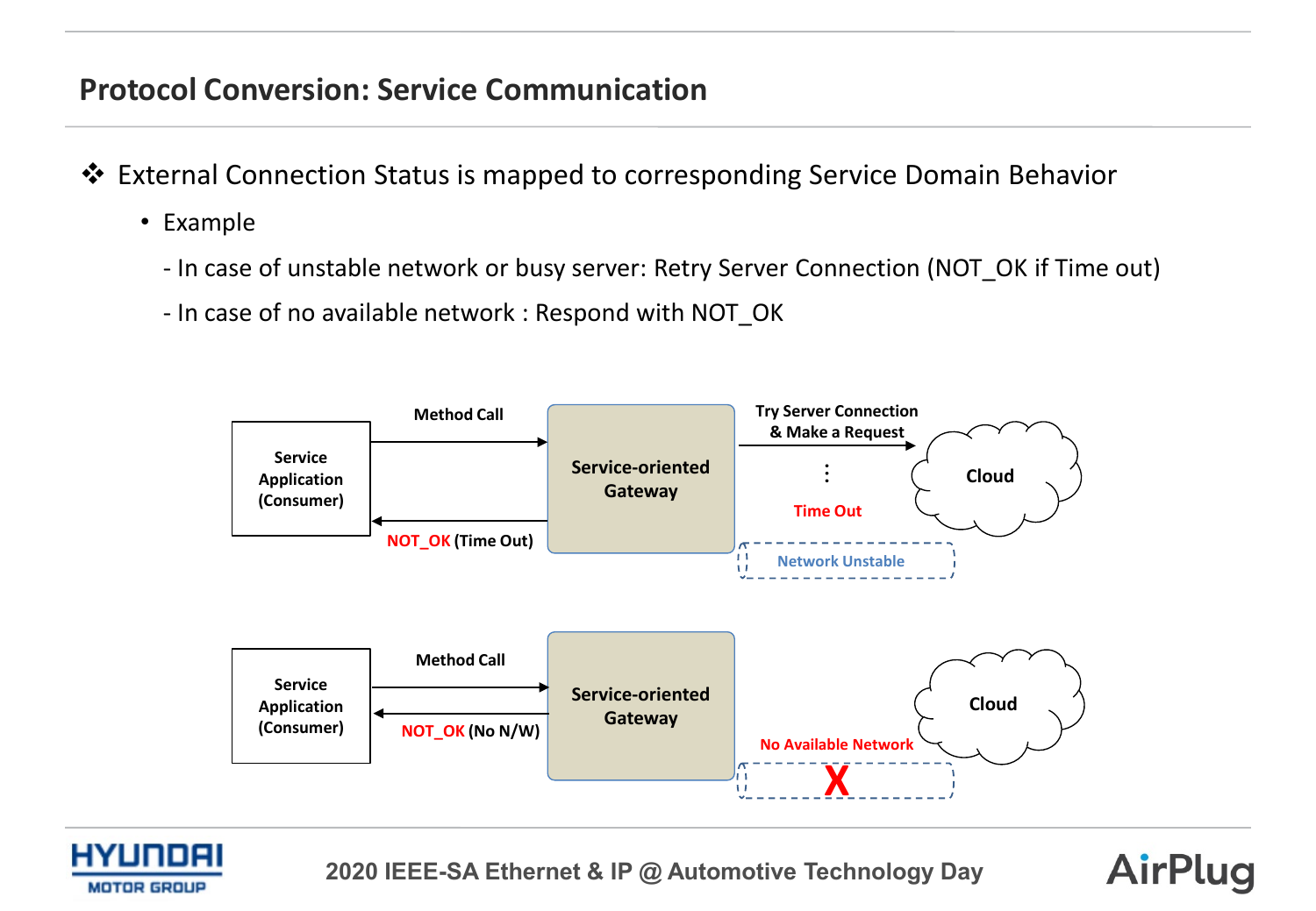## Protocol Conversion: Service Communication

❖ External Connection Status is mapped to corresponding Service Domain Behavior

- Example

  - In case of unstable network or busy server: Retry Server Connection (NOT_OK if Time out)

  - In case of no available network : Respond with NOT_OK

Service Application (Consumer) — Method Call → Service-oriented Gateway — Try Server Connection & Make a Request → Cloud

Time Out

Network Unstable

NOT_OK (Time Out)

Service Application (Consumer) — Method Call → Service-oriented Gateway

NOT_OK (No N/W)

No Available Network

X

Cloud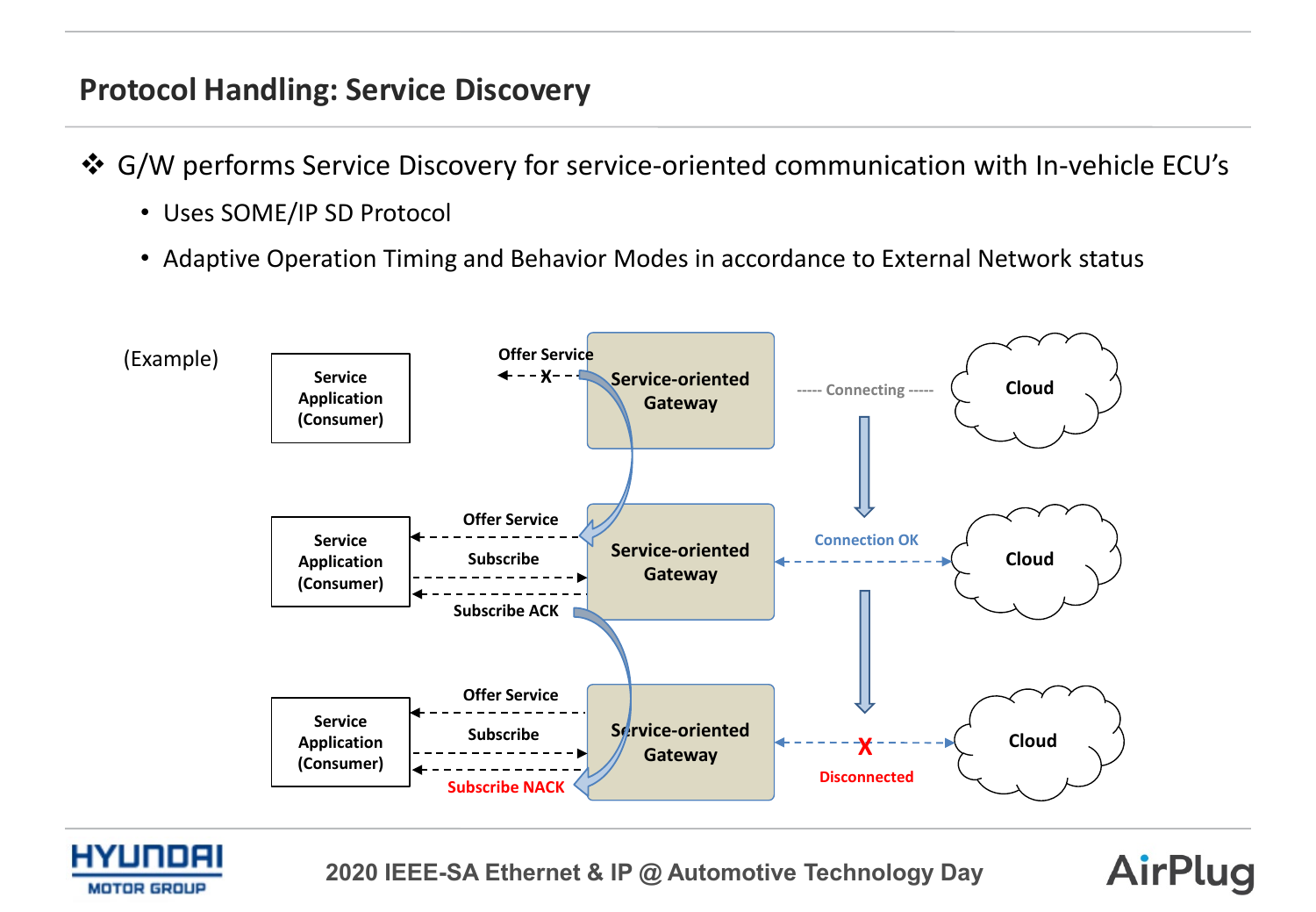## Protocol Handling: Service Discovery

- G/W performs Service Discovery for service-oriented communication with In-vehicle ECU's
  - Uses SOME/IP SD Protocol
  - Adaptive Operation Timing and Behavior Modes in accordance to External Network status

(Example)

Service Application (Consumer) — Offer Service (X) — Service-oriented Gateway — ----- Connecting ----- — Cloud

Service Application (Consumer) — Offer Service / Subscribe / Subscribe ACK — Service-oriented Gateway — Connection OK — Cloud

Service Application (Consumer) — Offer Service / Subscribe / Subscribe NACK — Service-oriented Gateway — X Disconnected — Cloud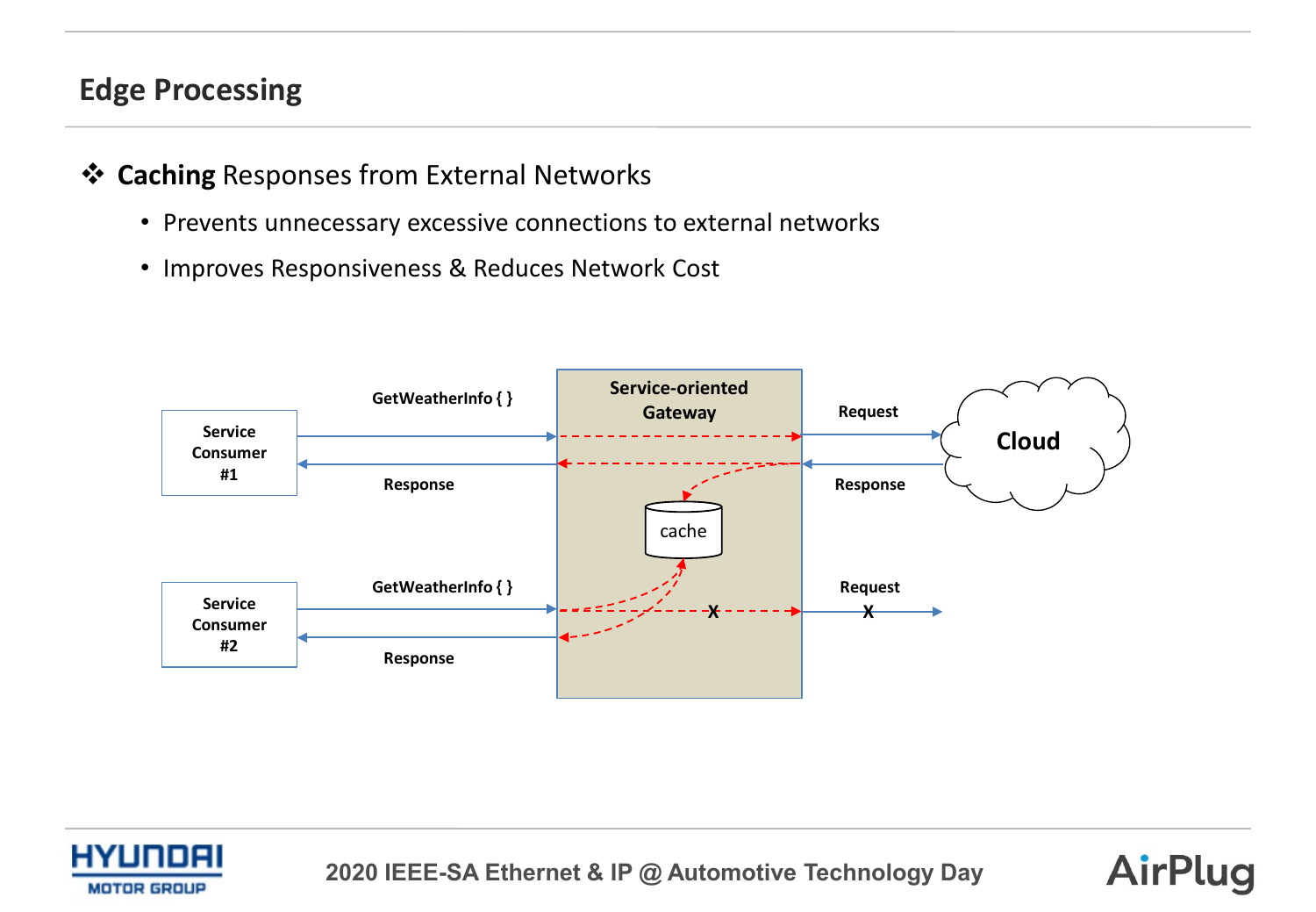## Edge Processing

- **Caching** Responses from External Networks
  - Prevents unnecessary excessive connections to external networks
  - Improves Responsiveness & Reduces Network Cost

Service Consumer #1 — GetWeatherInfo { } → Service-oriented Gateway → Request → Cloud

Cloud → Response → Service-oriented Gateway → Response → Service Consumer #1

cache

Service Consumer #2 — GetWeatherInfo { } → Service-oriented Gateway — Request X

Service-oriented Gateway → Response → Service Consumer #2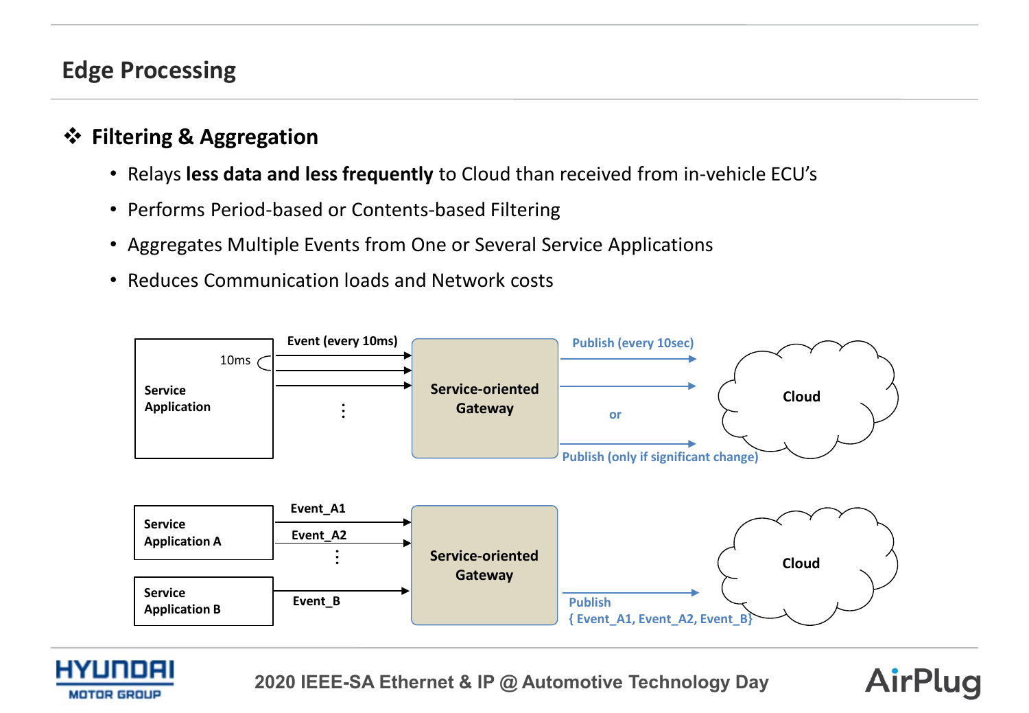## Edge Processing

### ❖ Filtering & Aggregation

- Relays **less data and less frequently** to Cloud than received from in-vehicle ECU's
- Performs Period-based or Contents-based Filtering
- Aggregates Multiple Events from One or Several Service Applications
- Reduces Communication loads and Network costs

Service Application — 10ms — Event (every 10ms) → Service-oriented Gateway → Publish (every 10sec) or Publish (only if significant change) → Cloud

Service Application A — Event_A1, Event_A2 ⋮ ; Service Application B — Event_B → Service-oriented Gateway → Publish { Event_A1, Event_A2, Event_B} → Cloud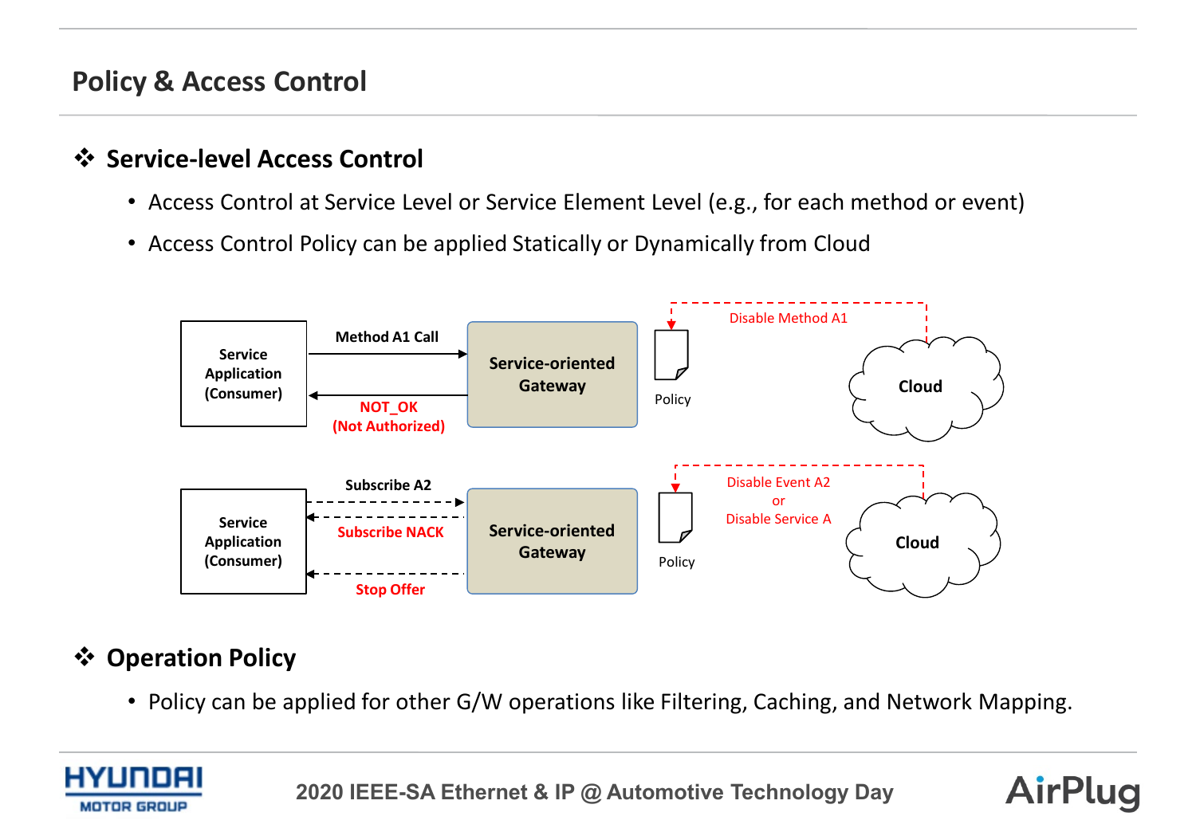# Policy & Access Control

## ❖ Service-level Access Control

- Access Control at Service Level or Service Element Level (e.g., for each method or event)
- Access Control Policy can be applied Statically or Dynamically from Cloud

Service Application (Consumer) — Method A1 Call → Service-oriented Gateway; NOT_OK (Not Authorized) ← Service-oriented Gateway. Policy ← Disable Method A1 — Cloud

Service Application (Consumer) — Subscribe A2 → Service-oriented Gateway; Subscribe NACK ←; Stop Offer ←. Policy ← Disable Event A2 or Disable Service A — Cloud

## ❖ Operation Policy

- Policy can be applied for other G/W operations like Filtering, Caching, and Network Mapping.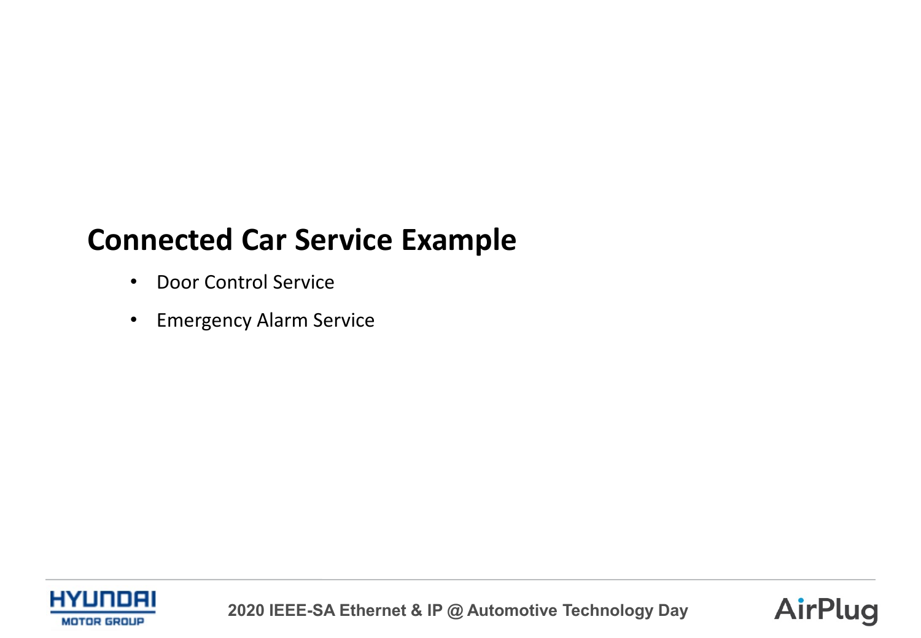# Connected Car Service Example

- Door Control Service
- Emergency Alarm Service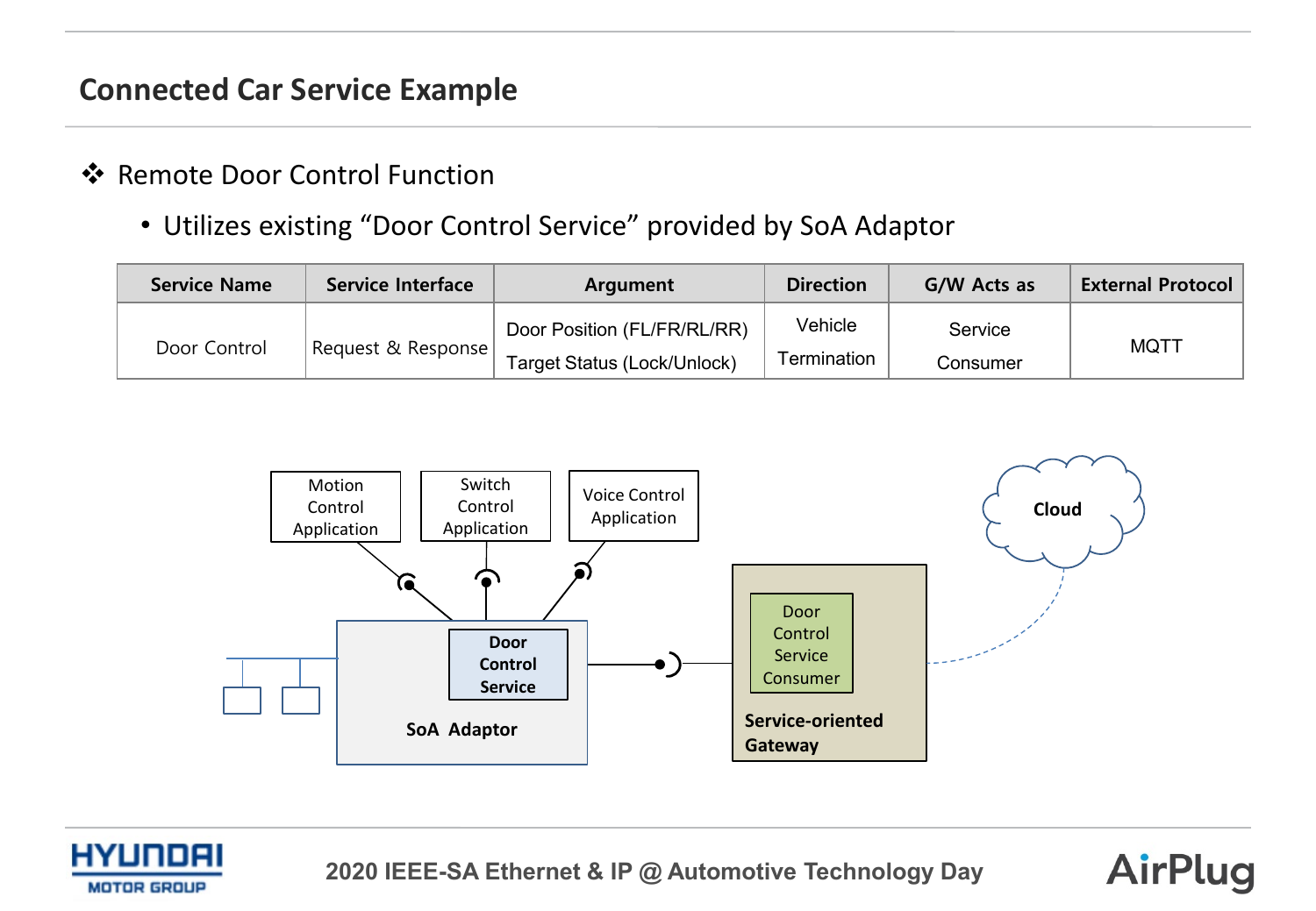## Connected Car Service Example

- Remote Door Control Function
  - Utilizes existing "Door Control Service" provided by SoA Adaptor

| Service Name | Service Interface | Argument | Direction | G/W Acts as | External Protocol |
|---|---|---|---|---|---|
| Door Control | Request & Response | Door Position (FL/FR/RL/RR) Target Status (Lock/Unlock) | Vehicle Termination | Service Consumer | MQTT |

Motion Control Application

Switch Control Application

Voice Control Application

Cloud

Door Control Service

SoA Adaptor

Door Control Service Consumer

Service-oriented Gateway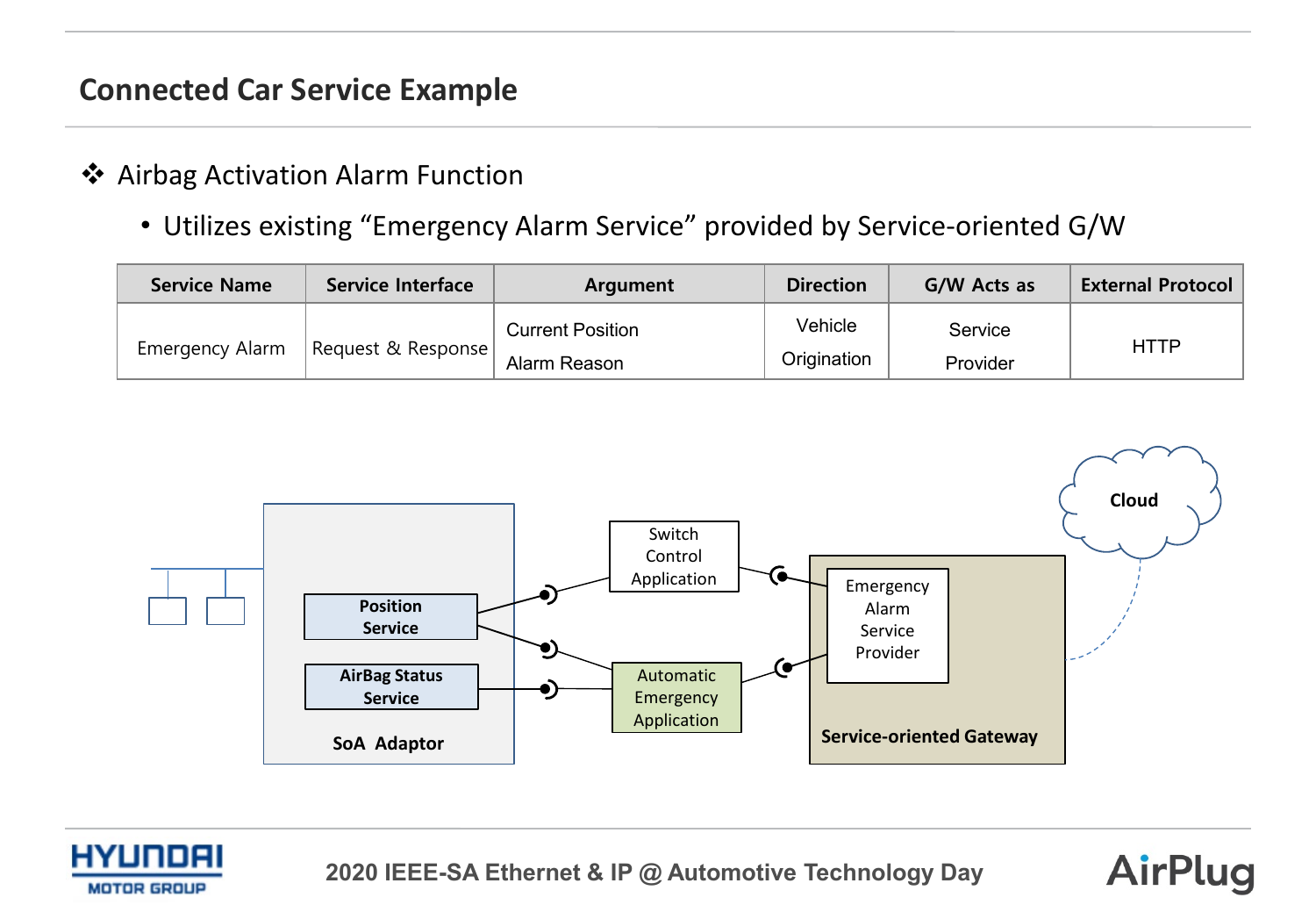## Connected Car Service Example

❖ Airbag Activation Alarm Function

- Utilizes existing "Emergency Alarm Service" provided by Service-oriented G/W

| Service Name | Service Interface | Argument | Direction | G/W Acts as | External Protocol |
|---|---|---|---|---|---|
| Emergency Alarm | Request & Response | Current Position<br>Alarm Reason | Vehicle Origination | Service Provider | HTTP |

Cloud

Switch Control Application

Position Service

AirBag Status Service

SoA Adaptor

Automatic Emergency Application

Emergency Alarm Service Provider

Service-oriented Gateway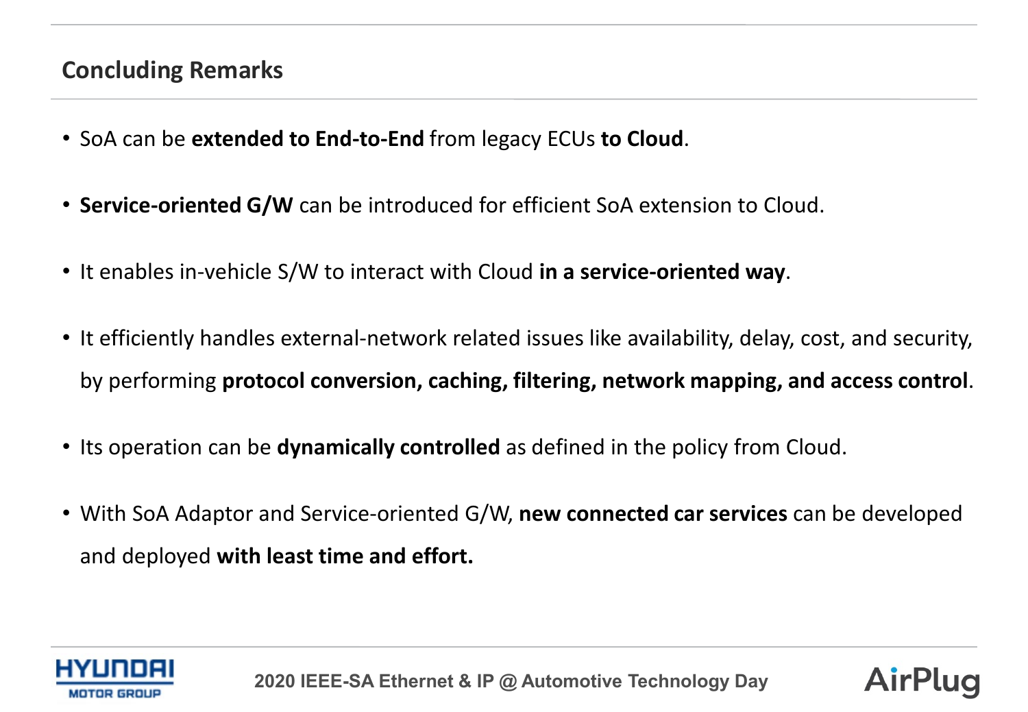## Concluding Remarks

- SoA can be **extended to End-to-End** from legacy ECUs **to Cloud**.
- **Service-oriented G/W** can be introduced for efficient SoA extension to Cloud.
- It enables in-vehicle S/W to interact with Cloud **in a service-oriented way**.
- It efficiently handles external-network related issues like availability, delay, cost, and security, by performing **protocol conversion, caching, filtering, network mapping, and access control**.
- Its operation can be **dynamically controlled** as defined in the policy from Cloud.
- With SoA Adaptor and Service-oriented G/W, **new connected car services** can be developed and deployed **with least time and effort.**